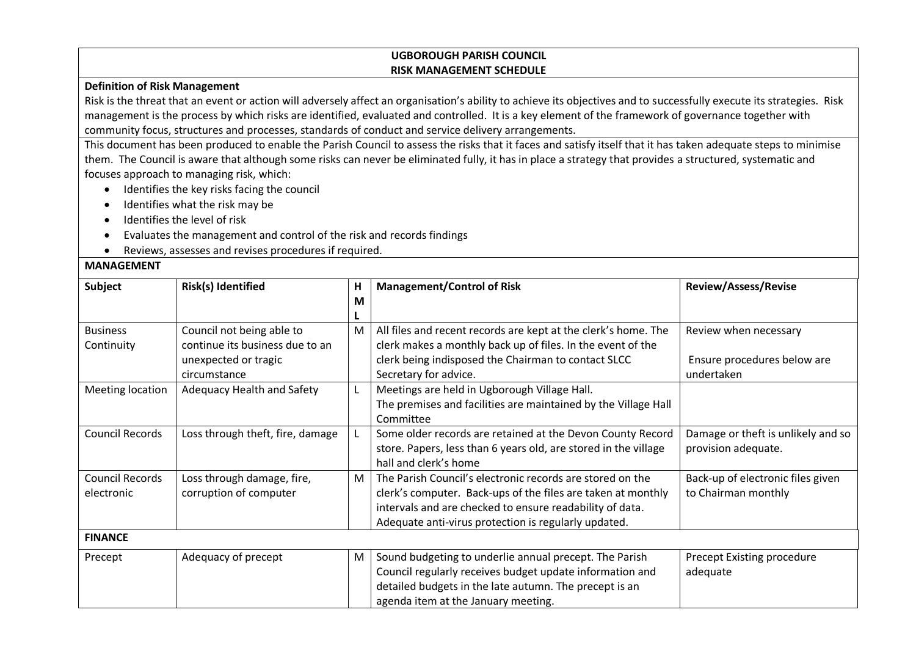# UGBOROUGH PARISH COUNCIL
## RISK MANAGEMENT SCHEDULE

**Definition of Risk Management**

Risk is the threat that an event or action will adversely affect an organisation's ability to achieve its objectives and to successfully execute its strategies. Risk management is the process by which risks are identified, evaluated and controlled. It is a key element of the framework of governance together with community focus, structures and processes, standards of conduct and service delivery arrangements.

This document has been produced to enable the Parish Council to assess the risks that it faces and satisfy itself that it has taken adequate steps to minimise them. The Council is aware that although some risks can never be eliminated fully, it has in place a strategy that provides a structured, systematic and focuses approach to managing risk, which:

- Identifies the key risks facing the council
- Identifies what the risk may be
- Identifies the level of risk
- Evaluates the management and control of the risk and records findings
- Reviews, assesses and revises procedures if required.

**MANAGEMENT**

| Subject | Risk(s) Identified | H M L | Management/Control of Risk | Review/Assess/Revise |
|---|---|---|---|---|
| Business Continuity | Council not being able to continue its business due to an unexpected or tragic circumstance | M | All files and recent records are kept at the clerk's home. The clerk makes a monthly back up of files. In the event of the clerk being indisposed the Chairman to contact SLCC Secretary for advice. | Review when necessary<br><br>Ensure procedures below are undertaken |
| Meeting location | Adequacy Health and Safety | L | Meetings are held in Ugborough Village Hall.<br>The premises and facilities are maintained by the Village Hall Committee | |
| Council Records | Loss through theft, fire, damage | L | Some older records are retained at the Devon County Record store. Papers, less than 6 years old, are stored in the village hall and clerk's home | Damage or theft is unlikely and so provision adequate. |
| Council Records electronic | Loss through damage, fire, corruption of computer | M | The Parish Council's electronic records are stored on the clerk's computer. Back-ups of the files are taken at monthly intervals and are checked to ensure readability of data. Adequate anti-virus protection is regularly updated. | Back-up of electronic files given to Chairman monthly |

**FINANCE**

| Subject | Risk(s) Identified | H M L | Management/Control of Risk | Review/Assess/Revise |
|---|---|---|---|---|
| Precept | Adequacy of precept | M | Sound budgeting to underlie annual precept. The Parish Council regularly receives budget update information and detailed budgets in the late autumn. The precept is an agenda item at the January meeting. | Precept Existing procedure adequate |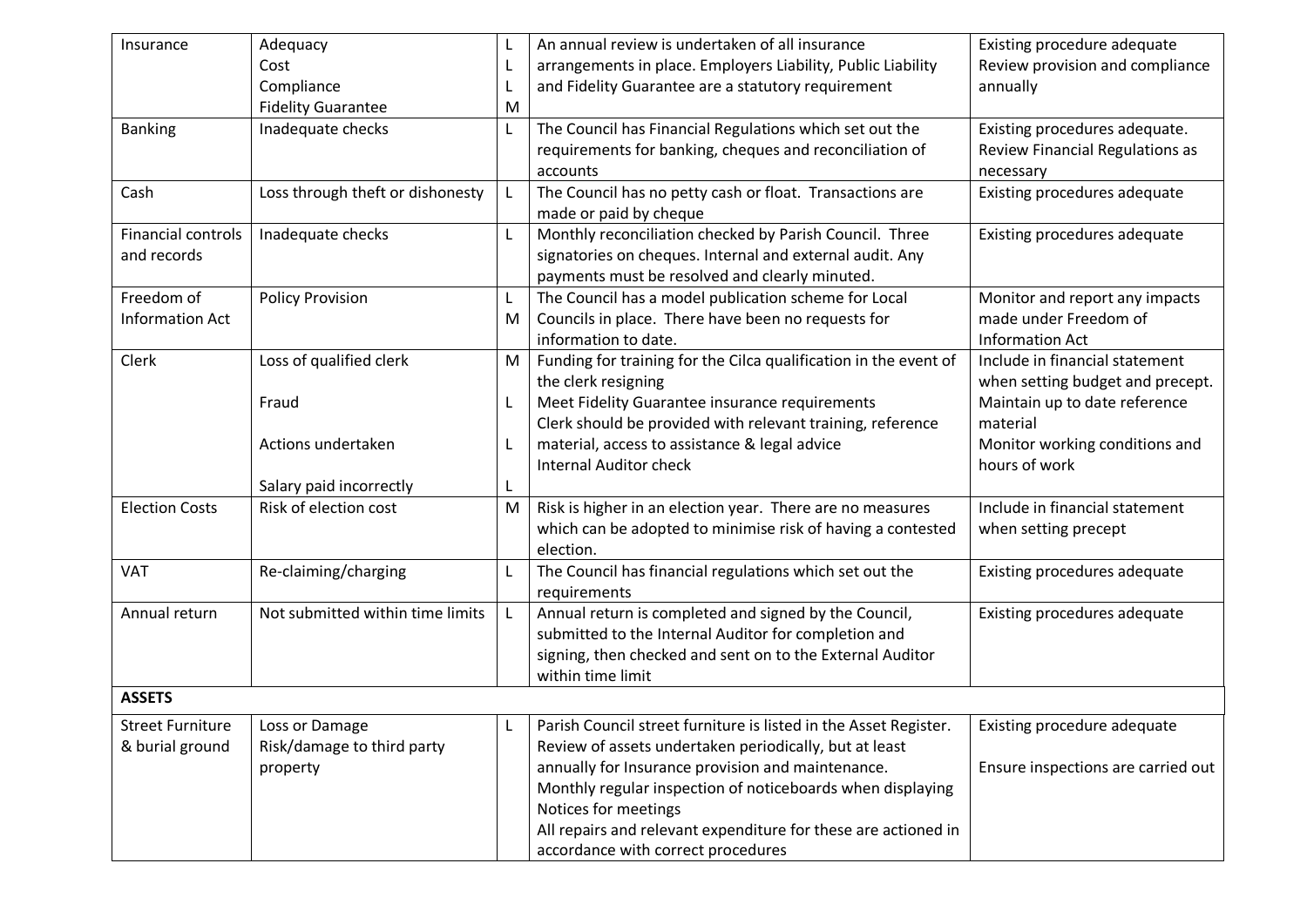| | | | | |
|---|---|---|---|---|
| Insurance | Adequacy<br>Cost<br>Compliance<br>Fidelity Guarantee | L<br>L<br>L<br>M | An annual review is undertaken of all insurance arrangements in place. Employers Liability, Public Liability and Fidelity Guarantee are a statutory requirement | Existing procedure adequate<br>Review provision and compliance annually |
| Banking | Inadequate checks | L | The Council has Financial Regulations which set out the requirements for banking, cheques and reconciliation of accounts | Existing procedures adequate.<br>Review Financial Regulations as necessary |
| Cash | Loss through theft or dishonesty | L | The Council has no petty cash or float. Transactions are made or paid by cheque | Existing procedures adequate |
| Financial controls and records | Inadequate checks | L | Monthly reconciliation checked by Parish Council. Three signatories on cheques. Internal and external audit. Any payments must be resolved and clearly minuted. | Existing procedures adequate |
| Freedom of Information Act | Policy Provision | L<br>M | The Council has a model publication scheme for Local Councils in place. There have been no requests for information to date. | Monitor and report any impacts made under Freedom of Information Act |
| Clerk | Loss of qualified clerk<br><br>Fraud<br><br>Actions undertaken<br><br>Salary paid incorrectly | M<br><br>L<br><br>L<br><br>L | Funding for training for the Cilca qualification in the event of the clerk resigning<br>Meet Fidelity Guarantee insurance requirements<br>Clerk should be provided with relevant training, reference material, access to assistance & legal advice<br>Internal Auditor check | Include in financial statement when setting budget and precept.<br>Maintain up to date reference material<br>Monitor working conditions and hours of work |
| Election Costs | Risk of election cost | M | Risk is higher in an election year. There are no measures which can be adopted to minimise risk of having a contested election. | Include in financial statement when setting precept |
| VAT | Re-claiming/charging | L | The Council has financial regulations which set out the requirements | Existing procedures adequate |
| Annual return | Not submitted within time limits | L | Annual return is completed and signed by the Council, submitted to the Internal Auditor for completion and signing, then checked and sent on to the External Auditor within time limit | Existing procedures adequate |
| **ASSETS** | | | | |
| Street Furniture & burial ground | Loss or Damage<br>Risk/damage to third party property | L | Parish Council street furniture is listed in the Asset Register. Review of assets undertaken periodically, but at least annually for Insurance provision and maintenance.<br>Monthly regular inspection of noticeboards when displaying Notices for meetings<br>All repairs and relevant expenditure for these are actioned in accordance with correct procedures | Existing procedure adequate<br><br>Ensure inspections are carried out |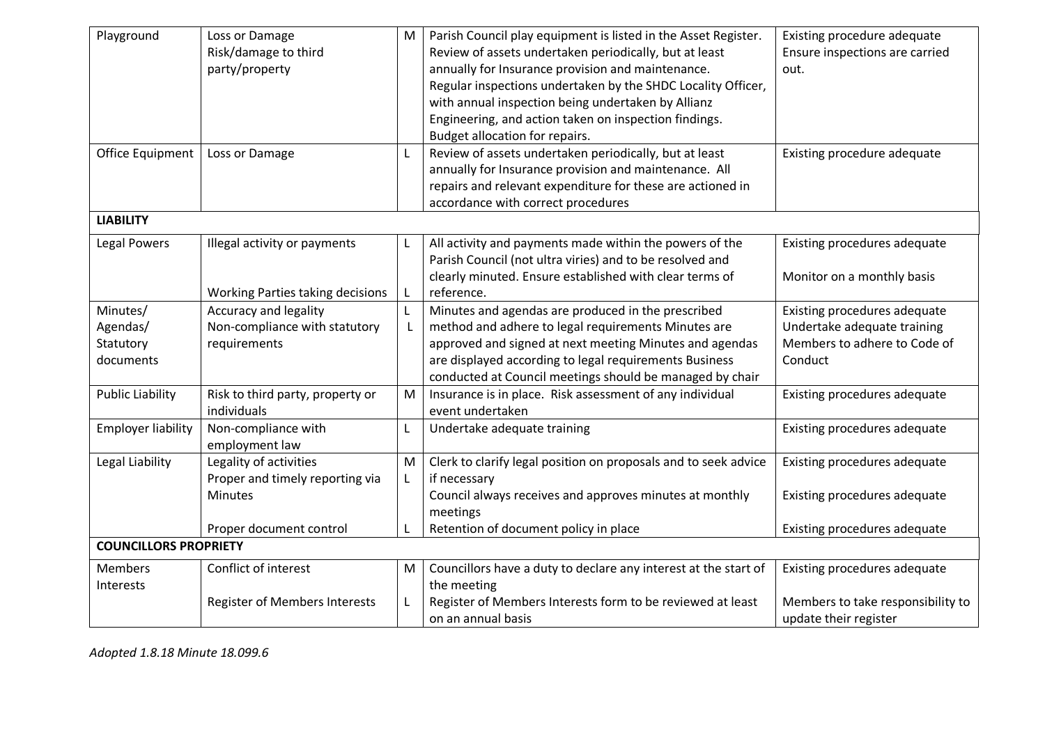| | | | | |
|---|---|---|---|---|
| Playground | Loss or Damage<br>Risk/damage to third party/property | M | Parish Council play equipment is listed in the Asset Register. Review of assets undertaken periodically, but at least annually for Insurance provision and maintenance. Regular inspections undertaken by the SHDC Locality Officer, with annual inspection being undertaken by Allianz Engineering, and action taken on inspection findings. Budget allocation for repairs. | Existing procedure adequate Ensure inspections are carried out. |
| Office Equipment | Loss or Damage | L | Review of assets undertaken periodically, but at least annually for Insurance provision and maintenance. All repairs and relevant expenditure for these are actioned in accordance with correct procedures | Existing procedure adequate |
| **LIABILITY** | | | | |
| Legal Powers | Illegal activity or payments<br><br>Working Parties taking decisions | L<br><br>L | All activity and payments made within the powers of the Parish Council (not ultra viries) and to be resolved and clearly minuted. Ensure established with clear terms of reference. | Existing procedures adequate<br><br>Monitor on a monthly basis |
| Minutes/ Agendas/ Statutory documents | Accuracy and legality<br>Non-compliance with statutory requirements | L<br>L | Minutes and agendas are produced in the prescribed method and adhere to legal requirements Minutes are approved and signed at next meeting Minutes and agendas are displayed according to legal requirements Business conducted at Council meetings should be managed by chair | Existing procedures adequate<br>Undertake adequate training<br>Members to adhere to Code of Conduct |
| Public Liability | Risk to third party, property or individuals | M | Insurance is in place. Risk assessment of any individual event undertaken | Existing procedures adequate |
| Employer liability | Non-compliance with employment law | L | Undertake adequate training | Existing procedures adequate |
| Legal Liability | Legality of activities<br>Proper and timely reporting via Minutes<br><br>Proper document control | M<br>L<br><br>L | Clerk to clarify legal position on proposals and to seek advice if necessary<br>Council always receives and approves minutes at monthly meetings<br>Retention of document policy in place | Existing procedures adequate<br><br>Existing procedures adequate<br><br>Existing procedures adequate |
| **COUNCILLORS PROPRIETY** | | | | |
| Members Interests | Conflict of interest<br><br>Register of Members Interests | M<br><br>L | Councillors have a duty to declare any interest at the start of the meeting<br>Register of Members Interests form to be reviewed at least on an annual basis | Existing procedures adequate<br><br>Members to take responsibility to update their register |

*Adopted 1.8.18 Minute 18.099.6*